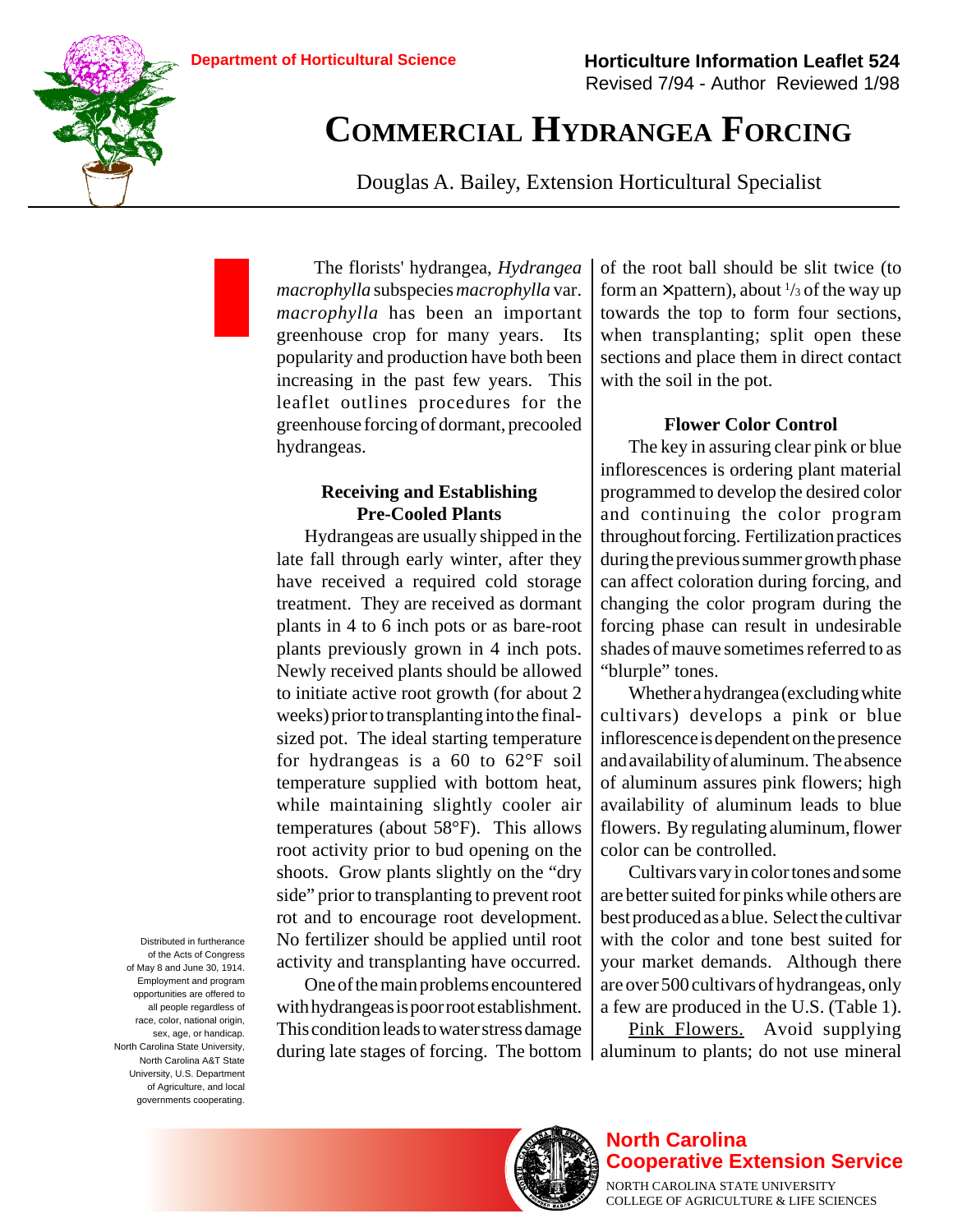Department of Horticultural Science

**Horticulture Information Leaflet 524**
Revised 7/94 - Author Reviewed 1/98

# Commercial Hydrangea Forcing

Douglas A. Bailey, Extension Horticultural Specialist

The florists' hydrangea, *Hydrangea macrophylla* subspecies *macrophylla* var. *macrophylla* has been an important greenhouse crop for many years. Its popularity and production have both been increasing in the past few years. This leaflet outlines procedures for the greenhouse forcing of dormant, precooled hydrangeas.

## Receiving and Establishing Pre-Cooled Plants

Hydrangeas are usually shipped in the late fall through early winter, after they have received a required cold storage treatment. They are received as dormant plants in 4 to 6 inch pots or as bare-root plants previously grown in 4 inch pots. Newly received plants should be allowed to initiate active root growth (for about 2 weeks) prior to transplanting into the final-sized pot. The ideal starting temperature for hydrangeas is a 60 to 62°F soil temperature supplied with bottom heat, while maintaining slightly cooler air temperatures (about 58°F). This allows root activity prior to bud opening on the shoots. Grow plants slightly on the "dry side" prior to transplanting to prevent root rot and to encourage root development. No fertilizer should be applied until root activity and transplanting have occurred.

One of the main problems encountered with hydrangeas is poor root establishment. This condition leads to water stress damage during late stages of forcing. The bottom of the root ball should be slit twice (to form an × pattern), about 1/3 of the way up towards the top to form four sections, when transplanting; split open these sections and place them in direct contact with the soil in the pot.

## Flower Color Control

The key in assuring clear pink or blue inflorescences is ordering plant material programmed to develop the desired color and continuing the color program throughout forcing. Fertilization practices during the previous summer growth phase can affect coloration during forcing, and changing the color program during the forcing phase can result in undesirable shades of mauve sometimes referred to as "blurple" tones.

Whether a hydrangea (excluding white cultivars) develops a pink or blue inflorescence is dependent on the presence and availability of aluminum. The absence of aluminum assures pink flowers; high availability of aluminum leads to blue flowers. By regulating aluminum, flower color can be controlled.

Cultivars vary in color tones and some are better suited for pinks while others are best produced as a blue. Select the cultivar with the color and tone best suited for your market demands. Although there are over 500 cultivars of hydrangeas, only a few are produced in the U.S. (Table 1).

Pink Flowers. Avoid supplying aluminum to plants; do not use mineral

Distributed in furtherance of the Acts of Congress of May 8 and June 30, 1914. Employment and program opportunities are offered to all people regardless of race, color, national origin, sex, age, or handicap. North Carolina State University, North Carolina A&T State University, U.S. Department of Agriculture, and local governments cooperating.

**North Carolina Cooperative Extension Service**
NORTH CAROLINA STATE UNIVERSITY
COLLEGE OF AGRICULTURE & LIFE SCIENCES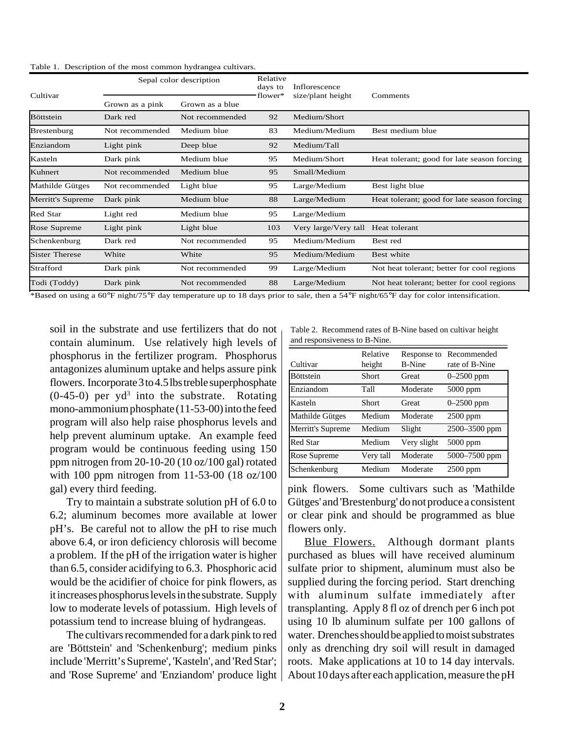Table 1. Description of the most common hydrangea cultivars.

| Cultivar | Sepal color description | | Relative days to flower* | Inflorescence size/plant height | Comments |
|---|---|---|---|---|---|
| | Grown as a pink | Grown as a blue | | | |
| Böttstein | Dark red | Not recommended | 92 | Medium/Short | |
| Brestenburg | Not recommended | Medium blue | 83 | Medium/Medium | Best medium blue |
| Enziandom | Light pink | Deep blue | 92 | Medium/Tall | |
| Kasteln | Dark pink | Medium blue | 95 | Medium/Short | Heat tolerant; good for late season forcing |
| Kuhnert | Not recommended | Medium blue | 95 | Small/Medium | |
| Mathilde Gütges | Not recommended | Light blue | 95 | Large/Medium | Best light blue |
| Merritt's Supreme | Dark pink | Medium blue | 88 | Large/Medium | Heat tolerant; good for late season forcing |
| Red Star | Light red | Medium blue | 95 | Large/Medium | |
| Rose Supreme | Light pink | Light blue | 103 | Very large/Very tall | Heat tolerant |
| Schenkenburg | Dark red | Not recommended | 95 | Medium/Medium | Best red |
| Sister Therese | White | White | 95 | Medium/Medium | Best white |
| Strafford | Dark pink | Not recommended | 99 | Large/Medium | Not heat tolerant; better for cool regions |
| Todi (Toddy) | Dark pink | Not recommended | 88 | Large/Medium | Not heat tolerant; better for cool regions |

*Based on using a 60°F night/75°F day temperature up to 18 days prior to sale, then a 54°F night/65°F day for color intensification.

soil in the substrate and use fertilizers that do not contain aluminum. Use relatively high levels of phosphorus in the fertilizer program. Phosphorus antagonizes aluminum uptake and helps assure pink flowers. Incorporate 3 to 4.5 lbs treble superphosphate (0-45-0) per $yd^3$ into the substrate. Rotating mono-ammonium phosphate (11-53-00) into the feed program will also help raise phosphorus levels and help prevent aluminum uptake. An example feed program would be continuous feeding using 150 ppm nitrogen from 20-10-20 (10 oz/100 gal) rotated with 100 ppm nitrogen from 11-53-00 (18 oz/100 gal) every third feeding.

Try to maintain a substrate solution pH of 6.0 to 6.2; aluminum becomes more available at lower pH's. Be careful not to allow the pH to rise much above 6.4, or iron deficiency chlorosis will become a problem. If the pH of the irrigation water is higher than 6.5, consider acidifying to 6.3. Phosphoric acid would be the acidifier of choice for pink flowers, as it increases phosphorus levels in the substrate. Supply low to moderate levels of potassium. High levels of potassium tend to increase bluing of hydrangeas.

The cultivars recommended for a dark pink to red are 'Böttstein' and 'Schenkenburg'; medium pinks include 'Merritt's Supreme', 'Kasteln', and 'Red Star'; and 'Rose Supreme' and 'Enziandom' produce light pink flowers. Some cultivars such as 'Mathilde Gütges' and 'Brestenburg' do not produce a consistent or clear pink and should be programmed as blue flowers only.

Table 2. Recommend rates of B-Nine based on cultivar height and responsiveness to B-Nine.

| Cultivar | Relative height | Response to B-Nine | Recommended rate of B-Nine |
|---|---|---|---|
| Böttstein | Short | Great | 0–2500 ppm |
| Enziandom | Tall | Moderate | 5000 ppm |
| Kasteln | Short | Great | 0–2500 ppm |
| Mathilde Gütges | Medium | Moderate | 2500 ppm |
| Merritt's Supreme | Medium | Slight | 2500–3500 ppm |
| Red Star | Medium | Very slight | 5000 ppm |
| Rose Supreme | Very tall | Moderate | 5000–7500 ppm |
| Schenkenburg | Medium | Moderate | 2500 ppm |

Blue Flowers. Although dormant plants purchased as blues will have received aluminum sulfate prior to shipment, aluminum must also be supplied during the forcing period. Start drenching with aluminum sulfate immediately after transplanting. Apply 8 fl oz of drench per 6 inch pot using 10 lb aluminum sulfate per 100 gallons of water. Drenches should be applied to moist substrates only as drenching dry soil will result in damaged roots. Make applications at 10 to 14 day intervals. About 10 days after each application, measure the pH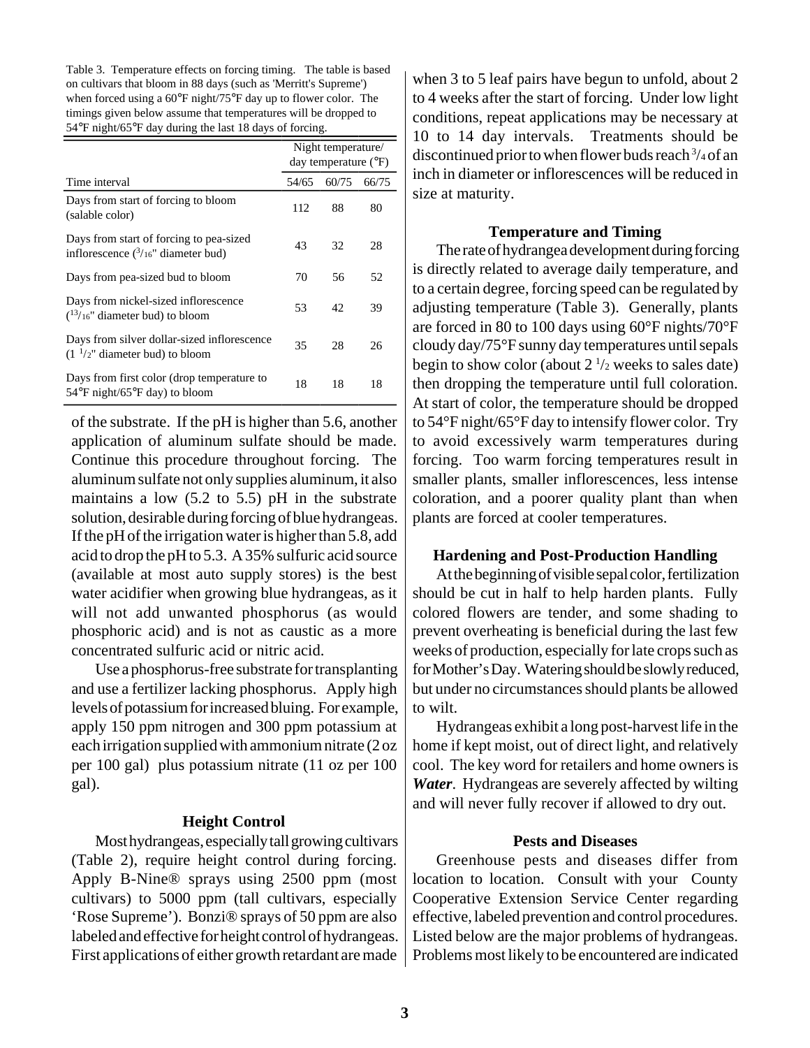Table 3. Temperature effects on forcing timing. The table is based on cultivars that bloom in 88 days (such as 'Merritt's Supreme') when forced using a 60°F night/75°F day up to flower color. The timings given below assume that temperatures will be dropped to 54°F night/65°F day during the last 18 days of forcing.

| | Night temperature/ day temperature (°F) | | |
|---|---|---|---|
| Time interval | 54/65 | 60/75 | 66/75 |
| Days from start of forcing to bloom (salable color) | 112 | 88 | 80 |
| Days from start of forcing to pea-sized inflorescence ($^{3}/_{16}$" diameter bud) | 43 | 32 | 28 |
| Days from pea-sized bud to bloom | 70 | 56 | 52 |
| Days from nickel-sized inflorescence ($^{13}/_{16}$" diameter bud) to bloom | 53 | 42 | 39 |
| Days from silver dollar-sized inflorescence ($1\ ^{1}/_{2}$" diameter bud) to bloom | 35 | 28 | 26 |
| Days from first color (drop temperature to 54°F night/65°F day) to bloom | 18 | 18 | 18 |

of the substrate. If the pH is higher than 5.6, another application of aluminum sulfate should be made. Continue this procedure throughout forcing. The aluminum sulfate not only supplies aluminum, it also maintains a low (5.2 to 5.5) pH in the substrate solution, desirable during forcing of blue hydrangeas. If the pH of the irrigation water is higher than 5.8, add acid to drop the pH to 5.3. A 35% sulfuric acid source (available at most auto supply stores) is the best water acidifier when growing blue hydrangeas, as it will not add unwanted phosphorus (as would phosphoric acid) and is not as caustic as a more concentrated sulfuric acid or nitric acid.

Use a phosphorus-free substrate for transplanting and use a fertilizer lacking phosphorus. Apply high levels of potassium for increased bluing. For example, apply 150 ppm nitrogen and 300 ppm potassium at each irrigation supplied with ammonium nitrate (2 oz per 100 gal) plus potassium nitrate (11 oz per 100 gal).

### Height Control

Most hydrangeas, especially tall growing cultivars (Table 2), require height control during forcing. Apply B-Nine® sprays using 2500 ppm (most cultivars) to 5000 ppm (tall cultivars, especially 'Rose Supreme'). Bonzi® sprays of 50 ppm are also labeled and effective for height control of hydrangeas. First applications of either growth retardant are made when 3 to 5 leaf pairs have begun to unfold, about 2 to 4 weeks after the start of forcing. Under low light conditions, repeat applications may be necessary at 10 to 14 day intervals. Treatments should be discontinued prior to when flower buds reach $^{3}/_{4}$ of an inch in diameter or inflorescences will be reduced in size at maturity.

### Temperature and Timing

The rate of hydrangea development during forcing is directly related to average daily temperature, and to a certain degree, forcing speed can be regulated by adjusting temperature (Table 3). Generally, plants are forced in 80 to 100 days using 60°F nights/70°F cloudy day/75°F sunny day temperatures until sepals begin to show color (about $2\ ^{1}/_{2}$ weeks to sales date) then dropping the temperature until full coloration. At start of color, the temperature should be dropped to 54°F night/65°F day to intensify flower color. Try to avoid excessively warm temperatures during forcing. Too warm forcing temperatures result in smaller plants, smaller inflorescences, less intense coloration, and a poorer quality plant than when plants are forced at cooler temperatures.

### Hardening and Post-Production Handling

At the beginning of visible sepal color, fertilization should be cut in half to help harden plants. Fully colored flowers are tender, and some shading to prevent overheating is beneficial during the last few weeks of production, especially for late crops such as for Mother's Day. Watering should be slowly reduced, but under no circumstances should plants be allowed to wilt.

Hydrangeas exhibit a long post-harvest life in the home if kept moist, out of direct light, and relatively cool. The key word for retailers and home owners is ***Water***. Hydrangeas are severely affected by wilting and will never fully recover if allowed to dry out.

### Pests and Diseases

Greenhouse pests and diseases differ from location to location. Consult with your County Cooperative Extension Service Center regarding effective, labeled prevention and control procedures. Listed below are the major problems of hydrangeas. Problems most likely to be encountered are indicated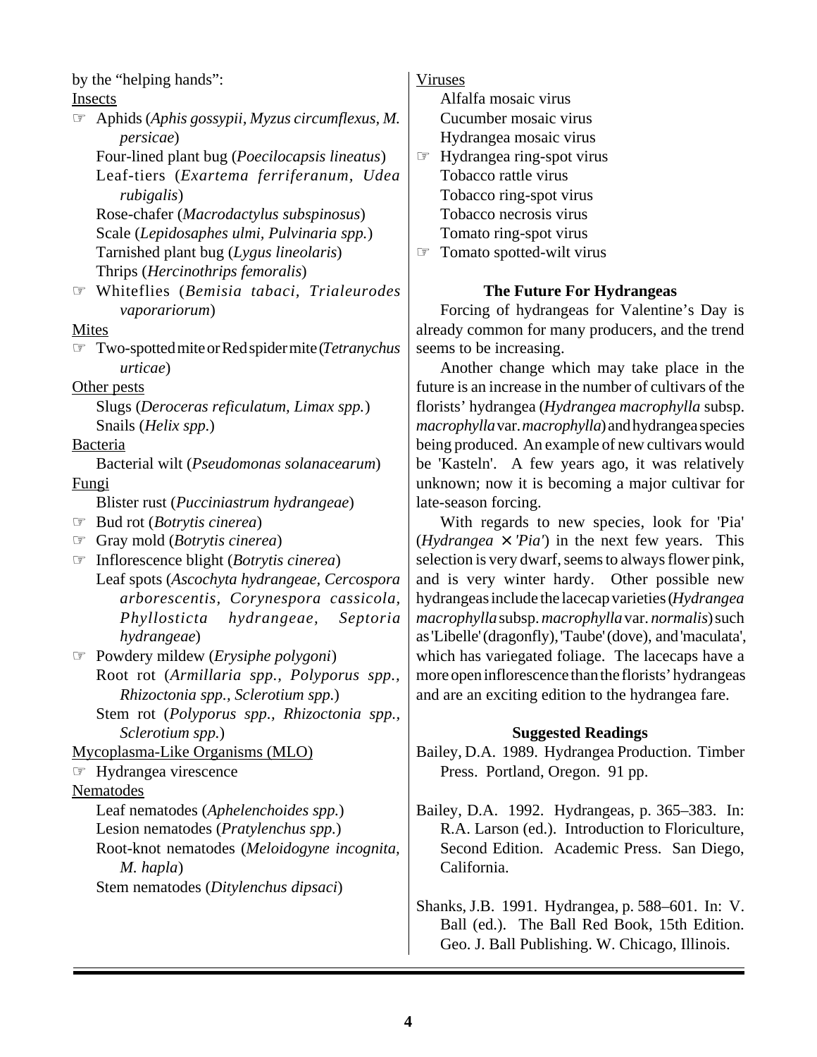by the "helping hands":

Insects

- ☞ Aphids (*Aphis gossypii*, *Myzus circumflexus*, *M. persicae*)
- Four-lined plant bug (*Poecilocapsis lineatus*)
- Leaf-tiers (*Exartema ferriferanum*, *Udea rubigalis*)
- Rose-chafer (*Macrodactylus subspinosus*)
- Scale (*Lepidosaphes ulmi, Pulvinaria spp.*)
- Tarnished plant bug (*Lygus lineolaris*)
- Thrips (*Hercinothrips femoralis*)
- ☞ Whiteflies (*Bemisia tabaci*, *Trialeurodes vaporariorum*)

Mites

- ☞ Two-spotted mite or Red spider mite (*Tetranychus urticae*)

Other pests

- Slugs (*Deroceras reficulatum*, *Limax spp.*)
- Snails (*Helix spp.*)

Bacteria

- Bacterial wilt (*Pseudomonas solanacearum*)

Fungi

- Blister rust (*Pucciniastrum hydrangeae*)
- ☞ Bud rot (*Botrytis cinerea*)
- ☞ Gray mold (*Botrytis cinerea*)
- ☞ Inflorescence blight (*Botrytis cinerea*)
- Leaf spots (*Ascochyta hydrangeae, Cercospora arborescentis, Corynespora cassicola, Phyllosticta hydrangeae, Septoria hydrangeae*)
- ☞ Powdery mildew (*Erysiphe polygoni*)
- Root rot (*Armillaria spp., Polyporus spp., Rhizoctonia spp., Sclerotium spp.*)
- Stem rot (*Polyporus spp., Rhizoctonia spp., Sclerotium spp.*)

Mycoplasma-Like Organisms (MLO)

- ☞ Hydrangea virescence

Nematodes

- Leaf nematodes (*Aphelenchoides spp.*)
- Lesion nematodes (*Pratylenchus spp.*)
- Root-knot nematodes (*Meloidogyne incognita*, *M. hapla*)
- Stem nematodes (*Ditylenchus dipsaci*)

Viruses

- Alfalfa mosaic virus
- Cucumber mosaic virus
- Hydrangea mosaic virus
- ☞ Hydrangea ring-spot virus
- Tobacco rattle virus
- Tobacco ring-spot virus
- Tobacco necrosis virus
- Tomato ring-spot virus
- ☞ Tomato spotted-wilt virus

## The Future For Hydrangeas

Forcing of hydrangeas for Valentine's Day is already common for many producers, and the trend seems to be increasing.

Another change which may take place in the future is an increase in the number of cultivars of the florists' hydrangea (*Hydrangea macrophylla* subsp. *macrophylla* var. *macrophylla*) and hydrangea species being produced. An example of new cultivars would be 'Kasteln'. A few years ago, it was relatively unknown; now it is becoming a major cultivar for late-season forcing.

With regards to new species, look for 'Pia' (*Hydrangea × 'Pia'*) in the next few years. This selection is very dwarf, seems to always flower pink, and is very winter hardy. Other possible new hydrangeas include the lacecap varieties (*Hydrangea macrophylla* subsp. *macrophylla* var. *normalis*) such as 'Libelle' (dragonfly), 'Taube' (dove), and 'maculata', which has variegated foliage. The lacecaps have a more open inflorescence than the florists' hydrangeas and are an exciting edition to the hydrangea fare.

## Suggested Readings

Bailey, D.A. 1989. Hydrangea Production. Timber Press. Portland, Oregon. 91 pp.

Bailey, D.A. 1992. Hydrangeas, p. 365–383. In: R.A. Larson (ed.). Introduction to Floriculture, Second Edition. Academic Press. San Diego, California.

Shanks, J.B. 1991. Hydrangea, p. 588–601. In: V. Ball (ed.). The Ball Red Book, 15th Edition. Geo. J. Ball Publishing. W. Chicago, Illinois.